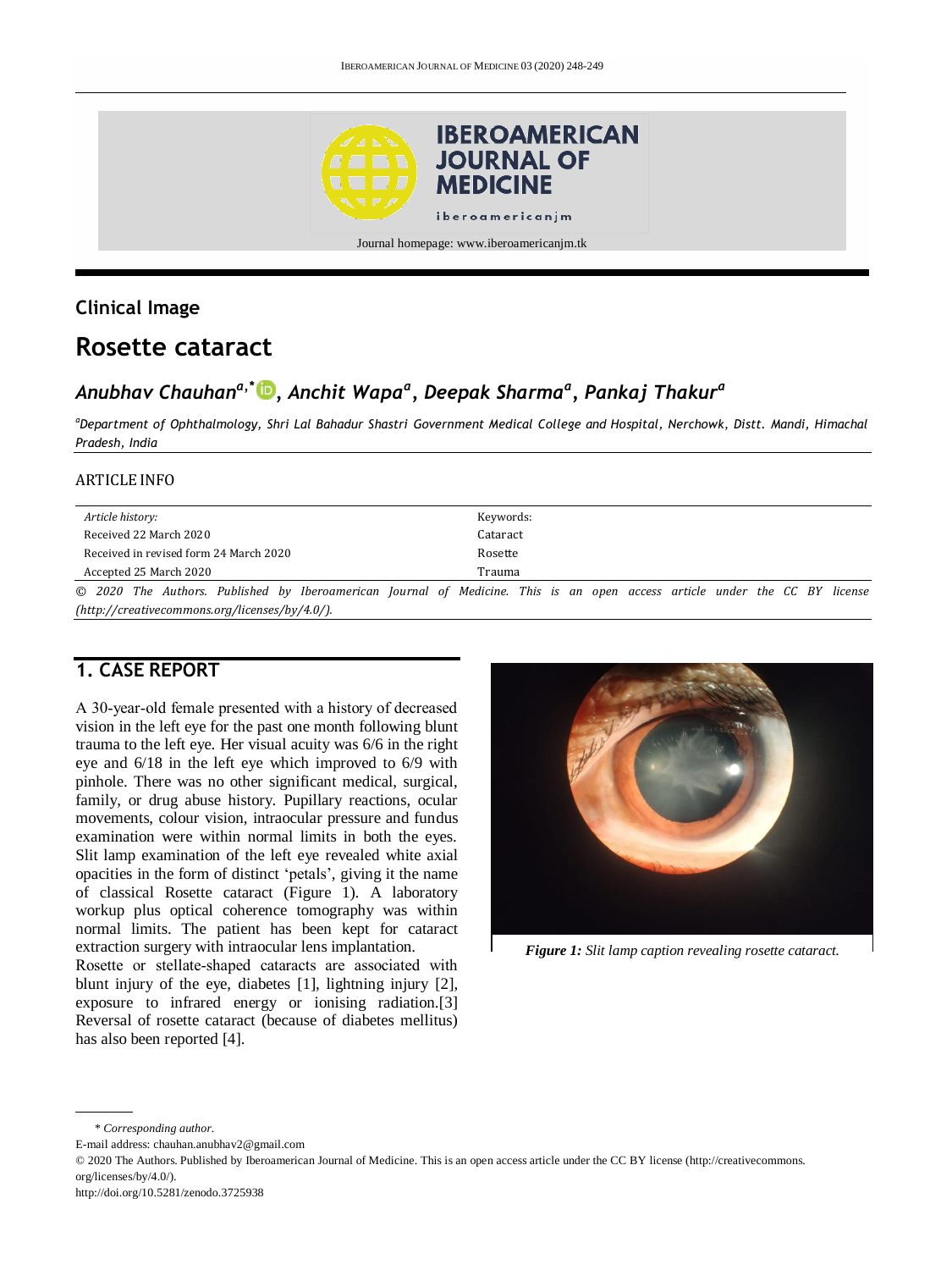## Clinical Image

# Rosette cataract

***Anubhav Chauhan*** [a,*], ***Anchit Wapa*** [a], ***Deepak Sharma*** [a], ***Pankaj Thakur*** [a]

[a] *Department of Ophthalmology, Shri Lal Bahadur Shastri Government Medical College and Hospital, Nerchowk, Distt. Mandi, Himachal Pradesh, India*

ARTICLE INFO

| *Article history:* | Keywords: |
|---|---|
| Received 22 March 2020 | Cataract |
| Received in revised form 24 March 2020 | Rosette |
| Accepted 25 March 2020 | Trauma |

*© 2020 The Authors. Published by Iberoamerican Journal of Medicine. This is an open access article under the CC BY license (http://creativecommons.org/licenses/by/4.0/).*

## 1. CASE REPORT

A 30-year-old female presented with a history of decreased vision in the left eye for the past one month following blunt trauma to the left eye. Her visual acuity was 6/6 in the right eye and 6/18 in the left eye which improved to 6/9 with pinhole. There was no other significant medical, surgical, family, or drug abuse history. Pupillary reactions, ocular movements, colour vision, intraocular pressure and fundus examination were within normal limits in both the eyes. Slit lamp examination of the left eye revealed white axial opacities in the form of distinct 'petals', giving it the name of classical Rosette cataract (Figure 1). A laboratory workup plus optical coherence tomography was within normal limits. The patient has been kept for cataract extraction surgery with intraocular lens implantation.

Rosette or stellate-shaped cataracts are associated with blunt injury of the eye, diabetes [1], lightning injury [2], exposure to infrared energy or ionising radiation.[3] Reversal of rosette cataract (because of diabetes mellitus) has also been reported [4].

***Figure 1:*** *Slit lamp caption revealing rosette cataract.*

\* *Corresponding author.*

E-mail address: chauhan.anubhav2@gmail.com

© 2020 The Authors. Published by Iberoamerican Journal of Medicine. This is an open access article under the CC BY license (http://creativecommons.org/licenses/by/4.0/).

http://doi.org/10.5281/zenodo.3725938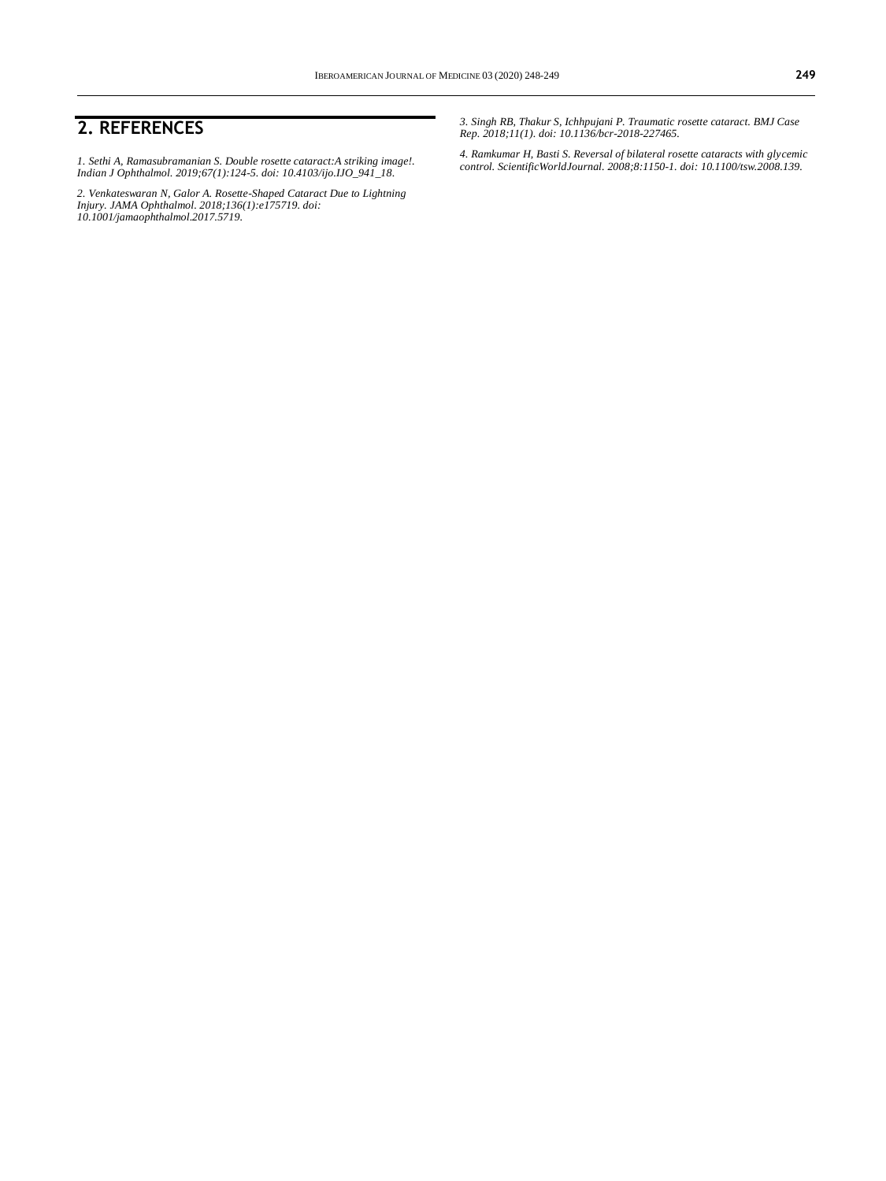## 2. REFERENCES

*1. Sethi A, Ramasubramanian S. Double rosette cataract:A striking image!. Indian J Ophthalmol. 2019;67(1):124-5. doi: 10.4103/ijo.IJO_941_18.*

*2. Venkateswaran N, Galor A. Rosette-Shaped Cataract Due to Lightning Injury. JAMA Ophthalmol. 2018;136(1):e175719. doi: 10.1001/jamaophthalmol.2017.5719.*

*3. Singh RB, Thakur S, Ichhpujani P. Traumatic rosette cataract. BMJ Case Rep. 2018;11(1). doi: 10.1136/bcr-2018-227465.*

*4. Ramkumar H, Basti S. Reversal of bilateral rosette cataracts with glycemic control. ScientificWorldJournal. 2008;8:1150-1. doi: 10.1100/tsw.2008.139.*